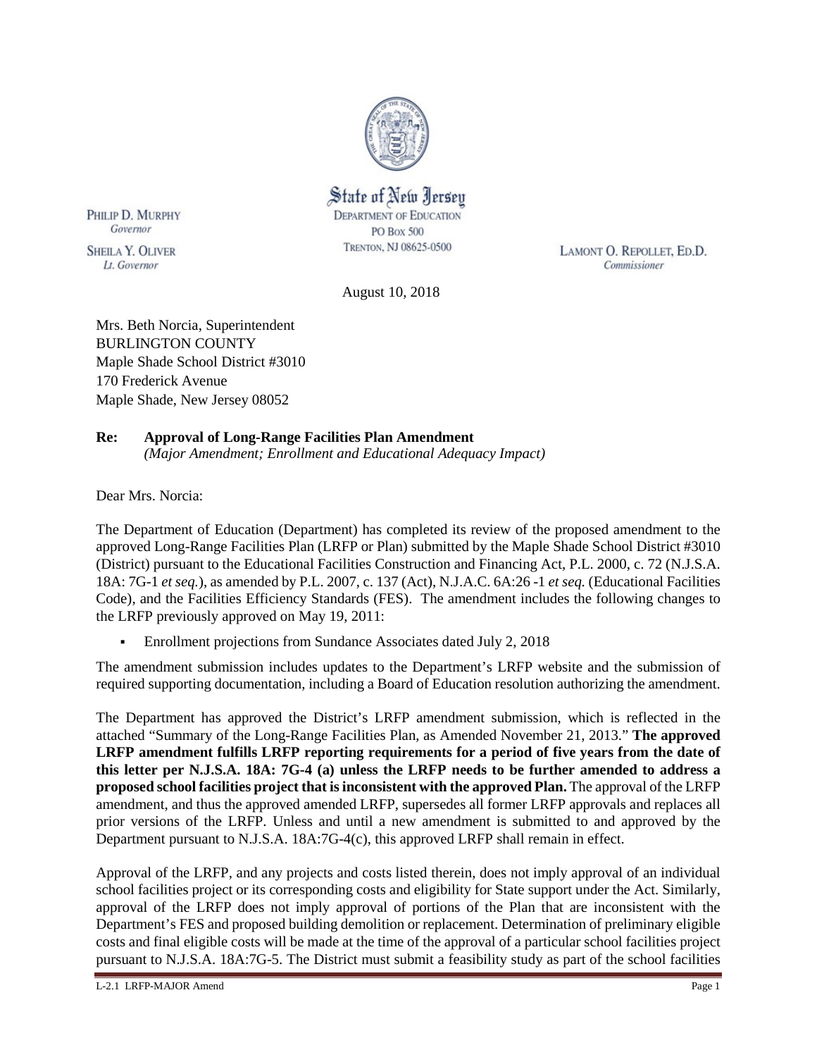State of New Jersey
DEPARTMENT OF EDUCATION
PO BOX 500
TRENTON, NJ 08625-0500

PHILIP D. MURPHY
*Governor*

SHEILA Y. OLIVER
*Lt. Governor*

LAMONT O. REPOLLET, ED.D.
*Commissioner*

August 10, 2018

Mrs. Beth Norcia, Superintendent
BURLINGTON COUNTY
Maple Shade School District #3010
170 Frederick Avenue
Maple Shade, New Jersey 08052

**Re: Approval of Long-Range Facilities Plan Amendment**
*(Major Amendment; Enrollment and Educational Adequacy Impact)*

Dear Mrs. Norcia:

The Department of Education (Department) has completed its review of the proposed amendment to the approved Long-Range Facilities Plan (LRFP or Plan) submitted by the Maple Shade School District #3010 (District) pursuant to the Educational Facilities Construction and Financing Act, P.L. 2000, c. 72 (N.J.S.A. 18A: 7G-1 *et seq.*), as amended by P.L. 2007, c. 137 (Act), N.J.A.C. 6A:26 -1 *et seq.* (Educational Facilities Code), and the Facilities Efficiency Standards (FES). The amendment includes the following changes to the LRFP previously approved on May 19, 2011:

- Enrollment projections from Sundance Associates dated July 2, 2018

The amendment submission includes updates to the Department's LRFP website and the submission of required supporting documentation, including a Board of Education resolution authorizing the amendment.

The Department has approved the District's LRFP amendment submission, which is reflected in the attached "Summary of the Long-Range Facilities Plan, as Amended November 21, 2013." **The approved LRFP amendment fulfills LRFP reporting requirements for a period of five years from the date of this letter per N.J.S.A. 18A: 7G-4 (a) unless the LRFP needs to be further amended to address a proposed school facilities project that is inconsistent with the approved Plan.** The approval of the LRFP amendment, and thus the approved amended LRFP, supersedes all former LRFP approvals and replaces all prior versions of the LRFP. Unless and until a new amendment is submitted to and approved by the Department pursuant to N.J.S.A. 18A:7G-4(c), this approved LRFP shall remain in effect.

Approval of the LRFP, and any projects and costs listed therein, does not imply approval of an individual school facilities project or its corresponding costs and eligibility for State support under the Act. Similarly, approval of the LRFP does not imply approval of portions of the Plan that are inconsistent with the Department's FES and proposed building demolition or replacement. Determination of preliminary eligible costs and final eligible costs will be made at the time of the approval of a particular school facilities project pursuant to N.J.S.A. 18A:7G-5. The District must submit a feasibility study as part of the school facilities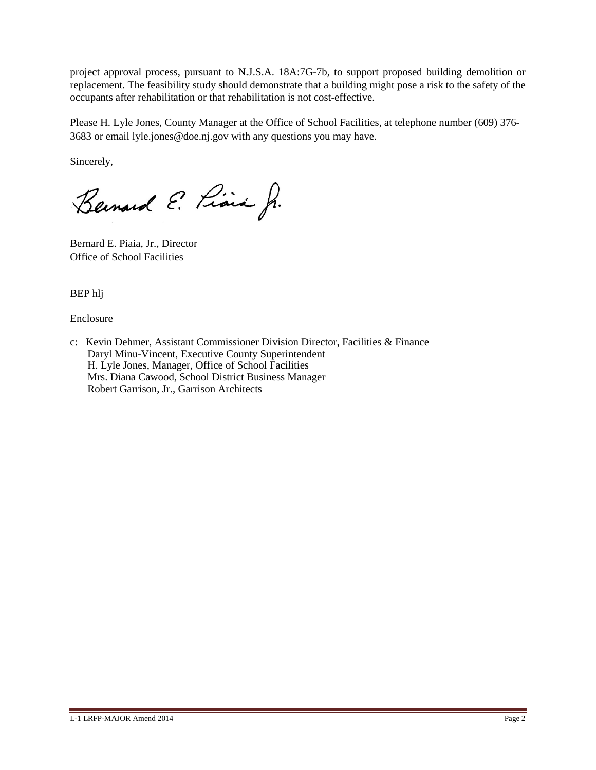project approval process, pursuant to N.J.S.A. 18A:7G-7b, to support proposed building demolition or replacement. The feasibility study should demonstrate that a building might pose a risk to the safety of the occupants after rehabilitation or that rehabilitation is not cost-effective.

Please H. Lyle Jones, County Manager at the Office of School Facilities, at telephone number (609) 376-3683 or email lyle.jones@doe.nj.gov with any questions you may have.

Sincerely,

Bernard E. Piaia Jr.

Bernard E. Piaia, Jr., Director
Office of School Facilities

BEP hlj

Enclosure

c: Kevin Dehmer, Assistant Commissioner Division Director, Facilities & Finance
Daryl Minu-Vincent, Executive County Superintendent
H. Lyle Jones, Manager, Office of School Facilities
Mrs. Diana Cawood, School District Business Manager
Robert Garrison, Jr., Garrison Architects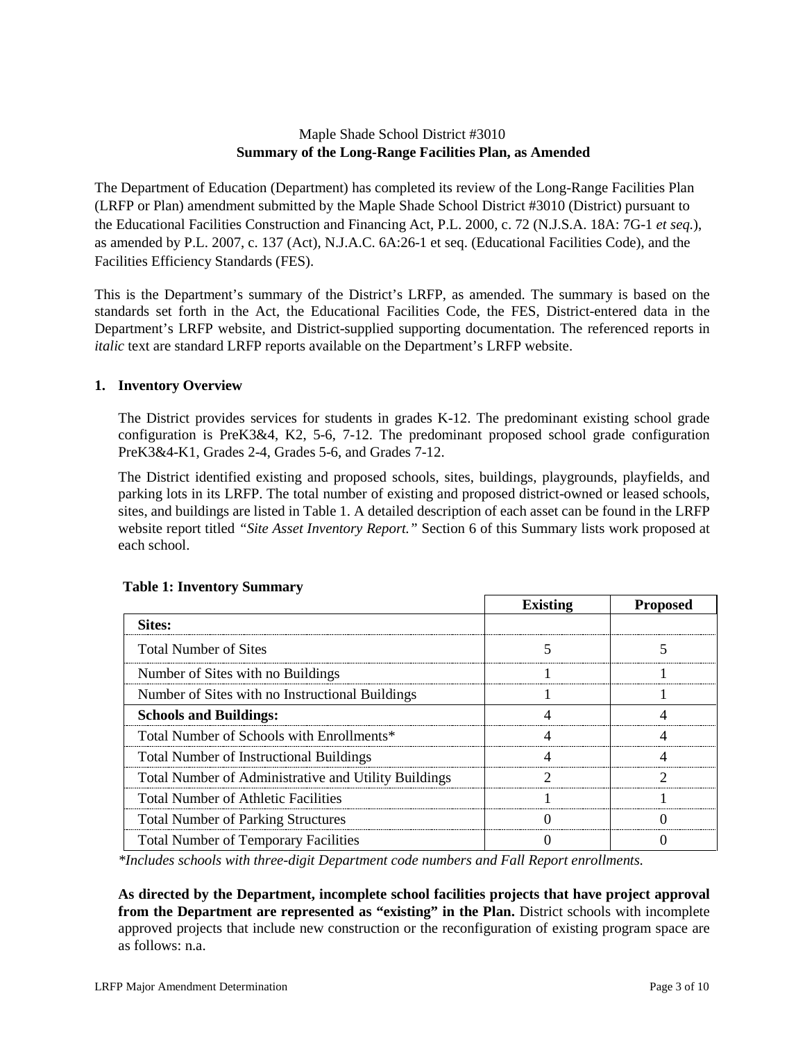Maple Shade School District #3010

**Summary of the Long-Range Facilities Plan, as Amended**

The Department of Education (Department) has completed its review of the Long-Range Facilities Plan (LRFP or Plan) amendment submitted by the Maple Shade School District #3010 (District) pursuant to the Educational Facilities Construction and Financing Act, P.L. 2000, c. 72 (N.J.S.A. 18A: 7G-1 *et seq.*), as amended by P.L. 2007, c. 137 (Act), N.J.A.C. 6A:26-1 et seq. (Educational Facilities Code), and the Facilities Efficiency Standards (FES).

This is the Department's summary of the District's LRFP, as amended. The summary is based on the standards set forth in the Act, the Educational Facilities Code, the FES, District-entered data in the Department's LRFP website, and District-supplied supporting documentation. The referenced reports in *italic* text are standard LRFP reports available on the Department's LRFP website.

## 1. Inventory Overview

The District provides services for students in grades K-12. The predominant existing school grade configuration is PreK3&4, K2, 5-6, 7-12. The predominant proposed school grade configuration PreK3&4-K1, Grades 2-4, Grades 5-6, and Grades 7-12.

The District identified existing and proposed schools, sites, buildings, playgrounds, playfields, and parking lots in its LRFP. The total number of existing and proposed district-owned or leased schools, sites, and buildings are listed in Table 1. A detailed description of each asset can be found in the LRFP website report titled *"Site Asset Inventory Report."* Section 6 of this Summary lists work proposed at each school.

**Table 1: Inventory Summary**

| | Existing | Proposed |
|---|---|---|
| **Sites:** | | |
| Total Number of Sites | 5 | 5 |
| Number of Sites with no Buildings | 1 | 1 |
| Number of Sites with no Instructional Buildings | 1 | 1 |
| **Schools and Buildings:** | 4 | 4 |
| Total Number of Schools with Enrollments* | 4 | 4 |
| Total Number of Instructional Buildings | 4 | 4 |
| Total Number of Administrative and Utility Buildings | 2 | 2 |
| Total Number of Athletic Facilities | 1 | 1 |
| Total Number of Parking Structures | 0 | 0 |
| Total Number of Temporary Facilities | 0 | 0 |

*\*Includes schools with three-digit Department code numbers and Fall Report enrollments.*

**As directed by the Department, incomplete school facilities projects that have project approval from the Department are represented as "existing" in the Plan.** District schools with incomplete approved projects that include new construction or the reconfiguration of existing program space are as follows: n.a.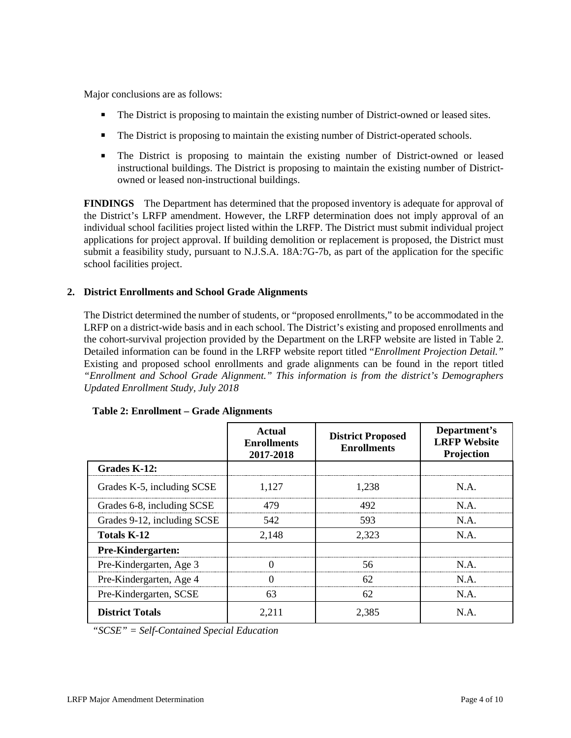Major conclusions are as follows:

- The District is proposing to maintain the existing number of District-owned or leased sites.
- The District is proposing to maintain the existing number of District-operated schools.
- The District is proposing to maintain the existing number of District-owned or leased instructional buildings. The District is proposing to maintain the existing number of District-owned or leased non-instructional buildings.

**FINDINGS** The Department has determined that the proposed inventory is adequate for approval of the District's LRFP amendment. However, the LRFP determination does not imply approval of an individual school facilities project listed within the LRFP. The District must submit individual project applications for project approval. If building demolition or replacement is proposed, the District must submit a feasibility study, pursuant to N.J.S.A. 18A:7G-7b, as part of the application for the specific school facilities project.

## 2. District Enrollments and School Grade Alignments

The District determined the number of students, or "proposed enrollments," to be accommodated in the LRFP on a district-wide basis and in each school. The District's existing and proposed enrollments and the cohort-survival projection provided by the Department on the LRFP website are listed in Table 2. Detailed information can be found in the LRFP website report titled "*Enrollment Projection Detail.*" Existing and proposed school enrollments and grade alignments can be found in the report titled *"Enrollment and School Grade Alignment." This information is from the district's Demographers Updated Enrollment Study, July 2018*

**Table 2: Enrollment – Grade Alignments**

| | Actual Enrollments 2017-2018 | District Proposed Enrollments | Department's LRFP Website Projection |
|---|---|---|---|
| **Grades K-12:** | | | |
| Grades K-5, including SCSE | 1,127 | 1,238 | N.A. |
| Grades 6-8, including SCSE | 479 | 492 | N.A. |
| Grades 9-12, including SCSE | 542 | 593 | N.A. |
| **Totals K-12** | 2,148 | 2,323 | N.A. |
| **Pre-Kindergarten:** | | | |
| Pre-Kindergarten, Age 3 | 0 | 56 | N.A. |
| Pre-Kindergarten, Age 4 | 0 | 62 | N.A. |
| Pre-Kindergarten, SCSE | 63 | 62 | N.A. |
| **District Totals** | 2,211 | 2,385 | N.A. |

*"SCSE" = Self-Contained Special Education*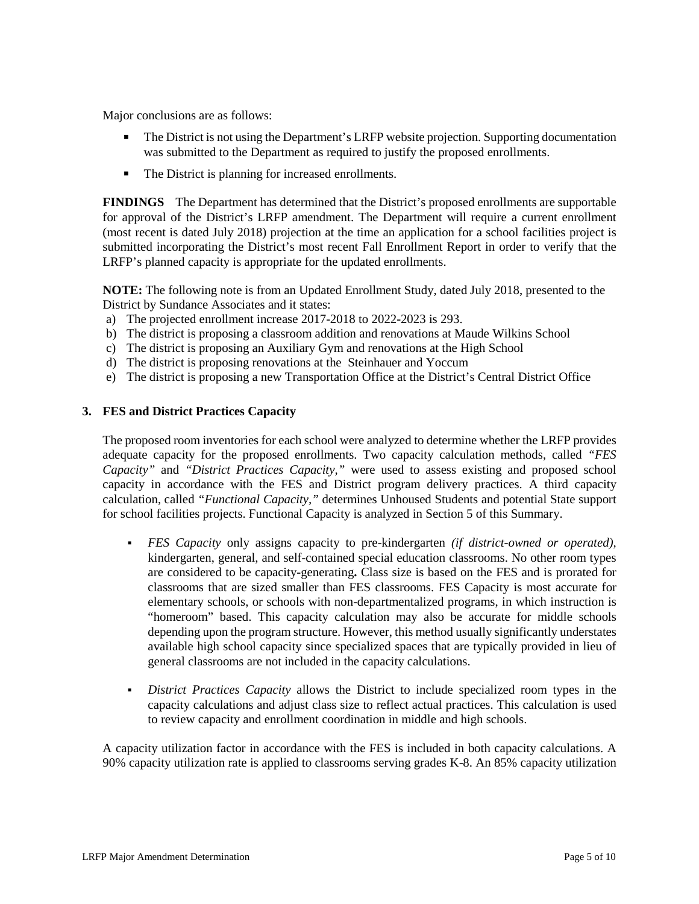Major conclusions are as follows:

- The District is not using the Department's LRFP website projection. Supporting documentation was submitted to the Department as required to justify the proposed enrollments.
- The District is planning for increased enrollments.

**FINDINGS** The Department has determined that the District's proposed enrollments are supportable for approval of the District's LRFP amendment. The Department will require a current enrollment (most recent is dated July 2018) projection at the time an application for a school facilities project is submitted incorporating the District's most recent Fall Enrollment Report in order to verify that the LRFP's planned capacity is appropriate for the updated enrollments.

**NOTE:** The following note is from an Updated Enrollment Study, dated July 2018, presented to the District by Sundance Associates and it states:

a) The projected enrollment increase 2017-2018 to 2022-2023 is 293.
b) The district is proposing a classroom addition and renovations at Maude Wilkins School
c) The district is proposing an Auxiliary Gym and renovations at the High School
d) The district is proposing renovations at the Steinhauer and Yoccum
e) The district is proposing a new Transportation Office at the District's Central District Office

## 3. FES and District Practices Capacity

The proposed room inventories for each school were analyzed to determine whether the LRFP provides adequate capacity for the proposed enrollments. Two capacity calculation methods, called *"FES Capacity"* and *"District Practices Capacity,"* were used to assess existing and proposed school capacity in accordance with the FES and District program delivery practices. A third capacity calculation, called *"Functional Capacity,"* determines Unhoused Students and potential State support for school facilities projects. Functional Capacity is analyzed in Section 5 of this Summary.

- *FES Capacity* only assigns capacity to pre-kindergarten *(if district-owned or operated)*, kindergarten, general, and self-contained special education classrooms. No other room types are considered to be capacity-generating**.** Class size is based on the FES and is prorated for classrooms that are sized smaller than FES classrooms. FES Capacity is most accurate for elementary schools, or schools with non-departmentalized programs, in which instruction is "homeroom" based. This capacity calculation may also be accurate for middle schools depending upon the program structure. However, this method usually significantly understates available high school capacity since specialized spaces that are typically provided in lieu of general classrooms are not included in the capacity calculations.

- *District Practices Capacity* allows the District to include specialized room types in the capacity calculations and adjust class size to reflect actual practices. This calculation is used to review capacity and enrollment coordination in middle and high schools.

A capacity utilization factor in accordance with the FES is included in both capacity calculations. A 90% capacity utilization rate is applied to classrooms serving grades K-8. An 85% capacity utilization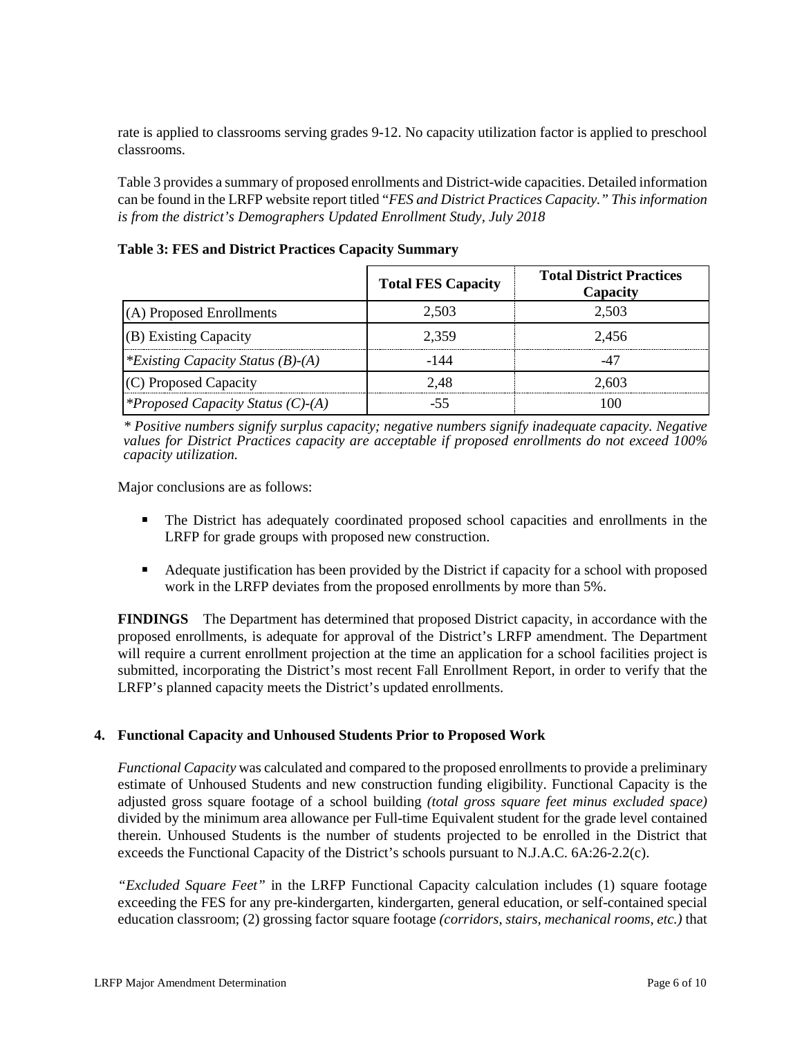rate is applied to classrooms serving grades 9-12. No capacity utilization factor is applied to preschool classrooms.

Table 3 provides a summary of proposed enrollments and District-wide capacities. Detailed information can be found in the LRFP website report titled "*FES and District Practices Capacity." This information is from the district's Demographers Updated Enrollment Study, July 2018*

**Table 3: FES and District Practices Capacity Summary**

| | Total FES Capacity | Total District Practices Capacity |
|---|---|---|
| (A) Proposed Enrollments | 2,503 | 2,503 |
| (B) Existing Capacity | 2,359 | 2,456 |
| *\*Existing Capacity Status (B)-(A)* | -144 | -47 |
| (C) Proposed Capacity | 2,48 | 2,603 |
| *\*Proposed Capacity Status (C)-(A)* | -55 | 100 |

*\* Positive numbers signify surplus capacity; negative numbers signify inadequate capacity. Negative values for District Practices capacity are acceptable if proposed enrollments do not exceed 100% capacity utilization.*

Major conclusions are as follows:

- The District has adequately coordinated proposed school capacities and enrollments in the LRFP for grade groups with proposed new construction.
- Adequate justification has been provided by the District if capacity for a school with proposed work in the LRFP deviates from the proposed enrollments by more than 5%.

**FINDINGS** The Department has determined that proposed District capacity, in accordance with the proposed enrollments, is adequate for approval of the District's LRFP amendment. The Department will require a current enrollment projection at the time an application for a school facilities project is submitted, incorporating the District's most recent Fall Enrollment Report, in order to verify that the LRFP's planned capacity meets the District's updated enrollments.

### 4. Functional Capacity and Unhoused Students Prior to Proposed Work

*Functional Capacity* was calculated and compared to the proposed enrollments to provide a preliminary estimate of Unhoused Students and new construction funding eligibility. Functional Capacity is the adjusted gross square footage of a school building *(total gross square feet minus excluded space)* divided by the minimum area allowance per Full-time Equivalent student for the grade level contained therein. Unhoused Students is the number of students projected to be enrolled in the District that exceeds the Functional Capacity of the District's schools pursuant to N.J.A.C. 6A:26-2.2(c).

*"Excluded Square Feet"* in the LRFP Functional Capacity calculation includes (1) square footage exceeding the FES for any pre-kindergarten, kindergarten, general education, or self-contained special education classroom; (2) grossing factor square footage *(corridors, stairs, mechanical rooms, etc.)* that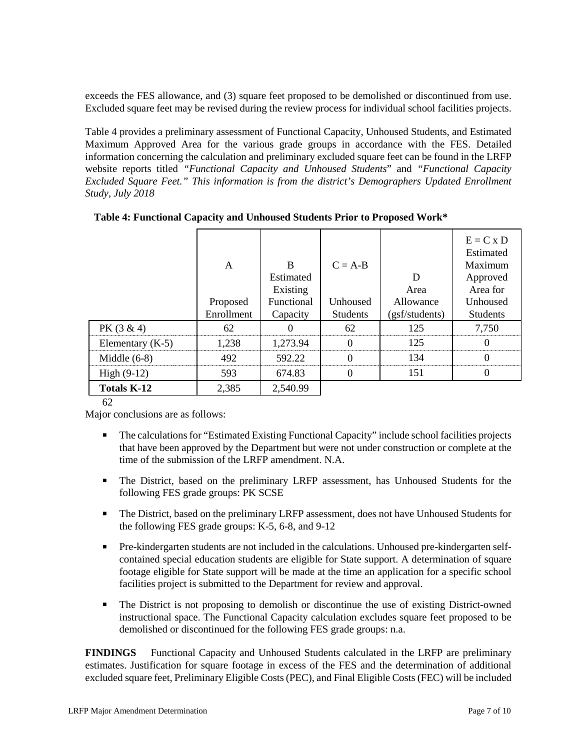exceeds the FES allowance, and (3) square feet proposed to be demolished or discontinued from use. Excluded square feet may be revised during the review process for individual school facilities projects.

Table 4 provides a preliminary assessment of Functional Capacity, Unhoused Students, and Estimated Maximum Approved Area for the various grade groups in accordance with the FES. Detailed information concerning the calculation and preliminary excluded square feet can be found in the LRFP website reports titled *"Functional Capacity and Unhoused Students"* and *"Functional Capacity Excluded Square Feet." This information is from the district's Demographers Updated Enrollment Study, July 2018*

**Table 4: Functional Capacity and Unhoused Students Prior to Proposed Work***

| | A<br>Proposed Enrollment | B<br>Estimated Existing Functional Capacity | C = A-B<br>Unhoused Students | D<br>Area Allowance (gsf/students) | E = C x D<br>Estimated Maximum Approved Area for Unhoused Students |
|---|---|---|---|---|---|
| PK (3 & 4) | 62 | 0 | 62 | 125 | 7,750 |
| Elementary (K-5) | 1,238 | 1,273.94 | 0 | 125 | 0 |
| Middle (6-8) | 492 | 592.22 | 0 | 134 | 0 |
| High (9-12) | 593 | 674.83 | 0 | 151 | 0 |
| **Totals K-12** | 2,385 | 2,540.99 | | | |

62

Major conclusions are as follows:

- The calculations for "Estimated Existing Functional Capacity" include school facilities projects that have been approved by the Department but were not under construction or complete at the time of the submission of the LRFP amendment. N.A.
- The District, based on the preliminary LRFP assessment, has Unhoused Students for the following FES grade groups: PK SCSE
- The District, based on the preliminary LRFP assessment, does not have Unhoused Students for the following FES grade groups: K-5, 6-8, and 9-12
- Pre-kindergarten students are not included in the calculations. Unhoused pre-kindergarten self-contained special education students are eligible for State support. A determination of square footage eligible for State support will be made at the time an application for a specific school facilities project is submitted to the Department for review and approval.
- The District is not proposing to demolish or discontinue the use of existing District-owned instructional space. The Functional Capacity calculation excludes square feet proposed to be demolished or discontinued for the following FES grade groups: n.a.

**FINDINGS** Functional Capacity and Unhoused Students calculated in the LRFP are preliminary estimates. Justification for square footage in excess of the FES and the determination of additional excluded square feet, Preliminary Eligible Costs (PEC), and Final Eligible Costs (FEC) will be included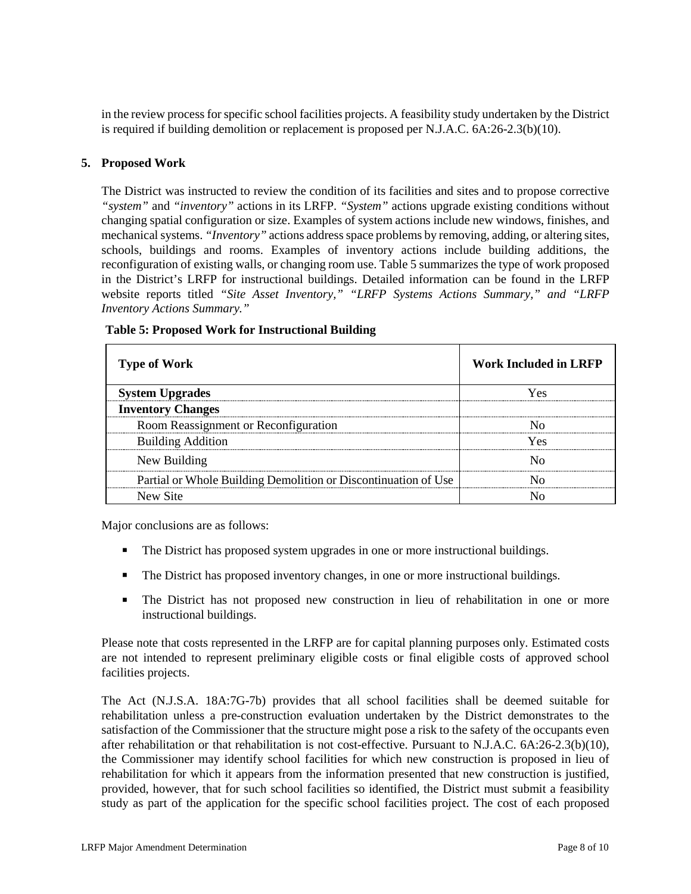in the review process for specific school facilities projects. A feasibility study undertaken by the District is required if building demolition or replacement is proposed per N.J.A.C. 6A:26-2.3(b)(10).

**5. Proposed Work**

The District was instructed to review the condition of its facilities and sites and to propose corrective *"system"* and *"inventory"* actions in its LRFP. *"System"* actions upgrade existing conditions without changing spatial configuration or size. Examples of system actions include new windows, finishes, and mechanical systems. *"Inventory"* actions address space problems by removing, adding, or altering sites, schools, buildings and rooms. Examples of inventory actions include building additions, the reconfiguration of existing walls, or changing room use. Table 5 summarizes the type of work proposed in the District's LRFP for instructional buildings. Detailed information can be found in the LRFP website reports titled *"Site Asset Inventory," "LRFP Systems Actions Summary," and "LRFP Inventory Actions Summary."*

**Table 5: Proposed Work for Instructional Building**

| Type of Work | Work Included in LRFP |
|---|---|
| **System Upgrades** | Yes |
| **Inventory Changes** | |
| Room Reassignment or Reconfiguration | No |
| Building Addition | Yes |
| New Building | No |
| Partial or Whole Building Demolition or Discontinuation of Use | No |
| New Site | No |

Major conclusions are as follows:

- The District has proposed system upgrades in one or more instructional buildings.
- The District has proposed inventory changes, in one or more instructional buildings.
- The District has not proposed new construction in lieu of rehabilitation in one or more instructional buildings.

Please note that costs represented in the LRFP are for capital planning purposes only. Estimated costs are not intended to represent preliminary eligible costs or final eligible costs of approved school facilities projects.

The Act (N.J.S.A. 18A:7G-7b) provides that all school facilities shall be deemed suitable for rehabilitation unless a pre-construction evaluation undertaken by the District demonstrates to the satisfaction of the Commissioner that the structure might pose a risk to the safety of the occupants even after rehabilitation or that rehabilitation is not cost-effective. Pursuant to N.J.A.C. 6A:26-2.3(b)(10), the Commissioner may identify school facilities for which new construction is proposed in lieu of rehabilitation for which it appears from the information presented that new construction is justified, provided, however, that for such school facilities so identified, the District must submit a feasibility study as part of the application for the specific school facilities project. The cost of each proposed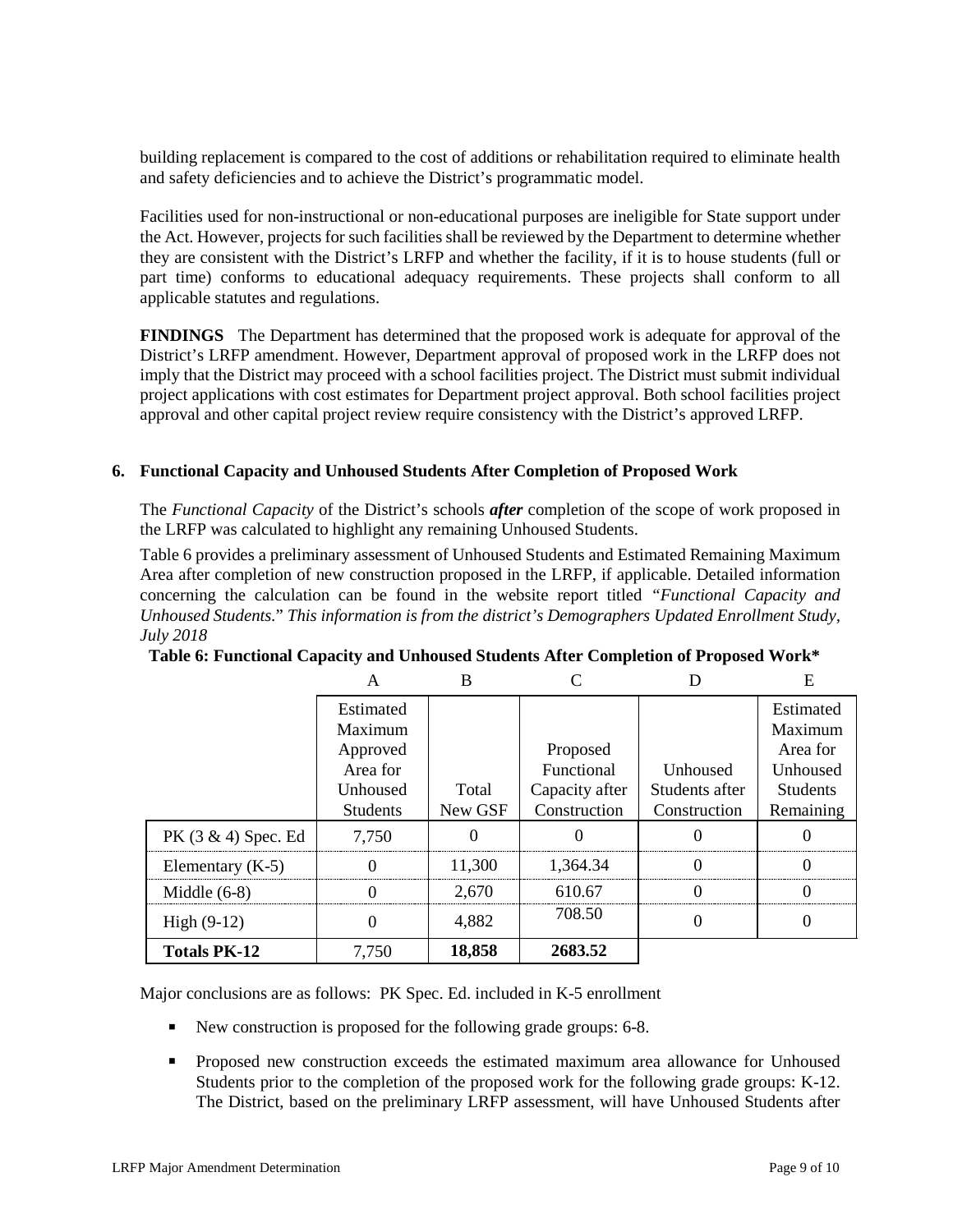building replacement is compared to the cost of additions or rehabilitation required to eliminate health and safety deficiencies and to achieve the District's programmatic model.

Facilities used for non-instructional or non-educational purposes are ineligible for State support under the Act. However, projects for such facilities shall be reviewed by the Department to determine whether they are consistent with the District's LRFP and whether the facility, if it is to house students (full or part time) conforms to educational adequacy requirements. These projects shall conform to all applicable statutes and regulations.

**FINDINGS** The Department has determined that the proposed work is adequate for approval of the District's LRFP amendment. However, Department approval of proposed work in the LRFP does not imply that the District may proceed with a school facilities project. The District must submit individual project applications with cost estimates for Department project approval. Both school facilities project approval and other capital project review require consistency with the District's approved LRFP.

## 6. Functional Capacity and Unhoused Students After Completion of Proposed Work

The *Functional Capacity* of the District's schools ***after*** completion of the scope of work proposed in the LRFP was calculated to highlight any remaining Unhoused Students.

Table 6 provides a preliminary assessment of Unhoused Students and Estimated Remaining Maximum Area after completion of new construction proposed in the LRFP, if applicable. Detailed information concerning the calculation can be found in the website report titled *"Functional Capacity and Unhoused Students." This information is from the district's Demographers Updated Enrollment Study, July 2018*

**Table 6: Functional Capacity and Unhoused Students After Completion of Proposed Work***

| | A | B | C | D | E |
|---|---|---|---|---|---|
| | Estimated Maximum Approved Area for Unhoused Students | Total New GSF | Proposed Functional Capacity after Construction | Unhoused Students after Construction | Estimated Maximum Area for Unhoused Students Remaining |
| PK (3 & 4) Spec. Ed | 7,750 | 0 | 0 | 0 | 0 |
| Elementary (K-5) | 0 | 11,300 | 1,364.34 | 0 | 0 |
| Middle (6-8) | 0 | 2,670 | 610.67 | 0 | 0 |
| High (9-12) | 0 | 4,882 | 708.50 | 0 | 0 |
| **Totals PK-12** | 7,750 | **18,858** | **2683.52** | | |

Major conclusions are as follows: PK Spec. Ed. included in K-5 enrollment

- New construction is proposed for the following grade groups: 6-8.
- Proposed new construction exceeds the estimated maximum area allowance for Unhoused Students prior to the completion of the proposed work for the following grade groups: K-12. The District, based on the preliminary LRFP assessment, will have Unhoused Students after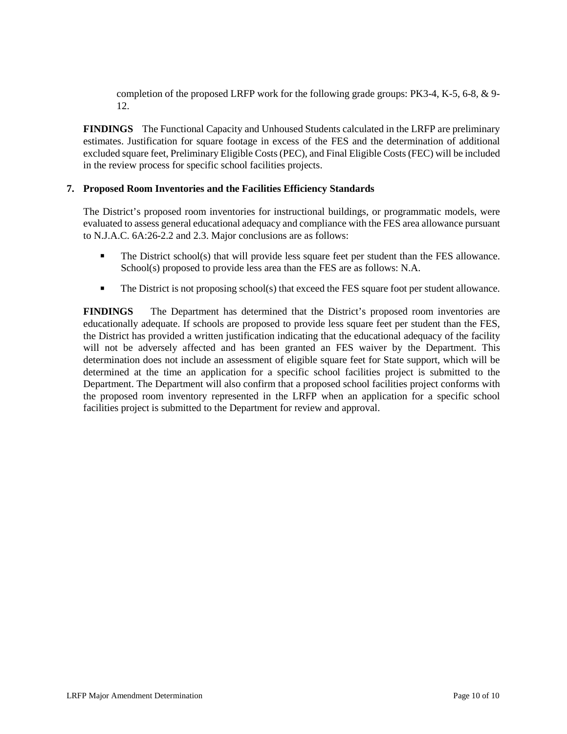completion of the proposed LRFP work for the following grade groups: PK3-4, K-5, 6-8, & 9-12.

**FINDINGS** The Functional Capacity and Unhoused Students calculated in the LRFP are preliminary estimates. Justification for square footage in excess of the FES and the determination of additional excluded square feet, Preliminary Eligible Costs (PEC), and Final Eligible Costs (FEC) will be included in the review process for specific school facilities projects.

### 7. Proposed Room Inventories and the Facilities Efficiency Standards

The District's proposed room inventories for instructional buildings, or programmatic models, were evaluated to assess general educational adequacy and compliance with the FES area allowance pursuant to N.J.A.C. 6A:26-2.2 and 2.3. Major conclusions are as follows:

- The District school(s) that will provide less square feet per student than the FES allowance. School(s) proposed to provide less area than the FES are as follows: N.A.
- The District is not proposing school(s) that exceed the FES square foot per student allowance.

**FINDINGS** The Department has determined that the District's proposed room inventories are educationally adequate. If schools are proposed to provide less square feet per student than the FES, the District has provided a written justification indicating that the educational adequacy of the facility will not be adversely affected and has been granted an FES waiver by the Department. This determination does not include an assessment of eligible square feet for State support, which will be determined at the time an application for a specific school facilities project is submitted to the Department. The Department will also confirm that a proposed school facilities project conforms with the proposed room inventory represented in the LRFP when an application for a specific school facilities project is submitted to the Department for review and approval.